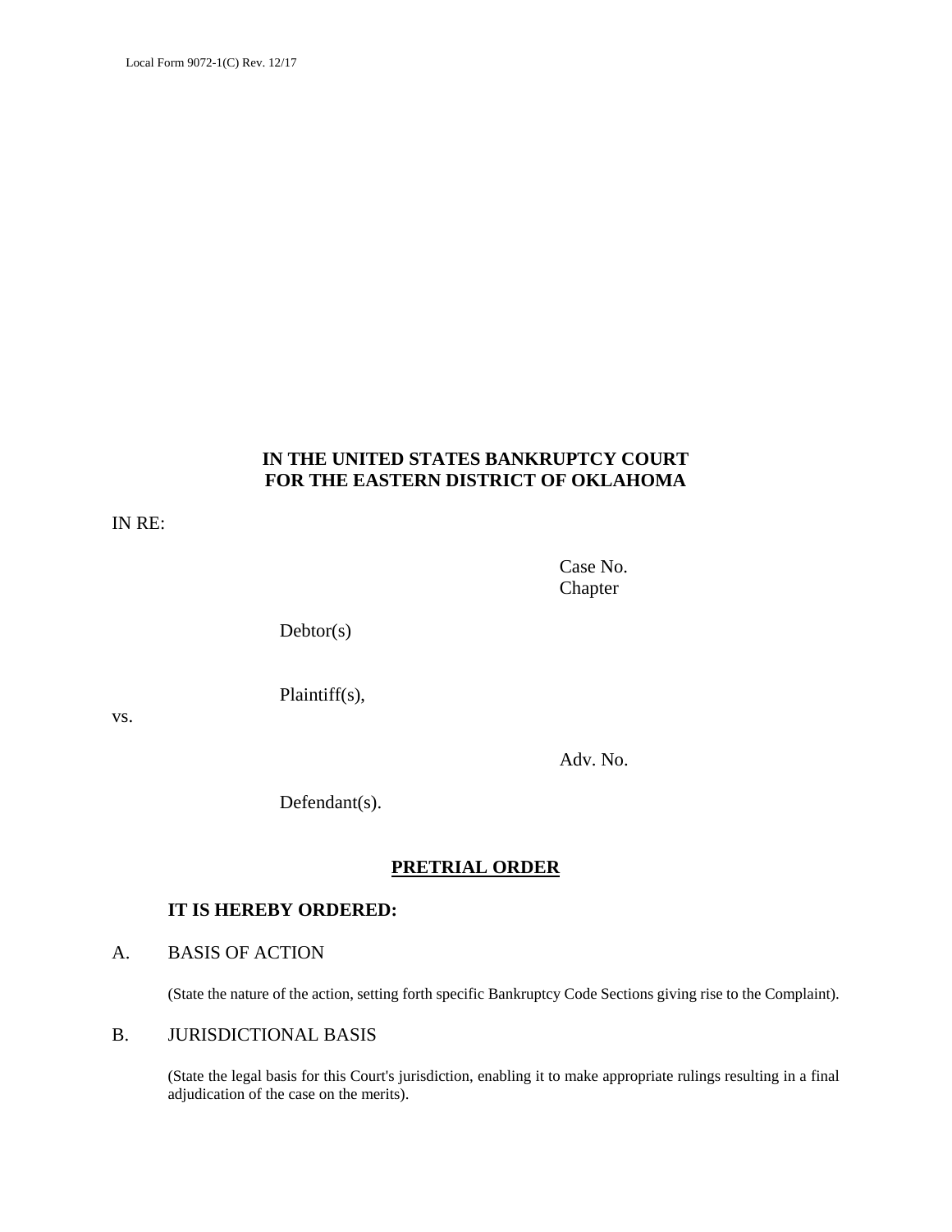Local Form 9072-1(C) Rev. 12/17

**IN THE UNITED STATES BANKRUPTCY COURT**
**FOR THE EASTERN DISTRICT OF OKLAHOMA**

IN RE:

Case No.
Chapter

Debtor(s)

Plaintiff(s),

vs.

Adv. No.

Defendant(s).

## PRETRIAL ORDER

**IT IS HEREBY ORDERED:**

A. BASIS OF ACTION

(State the nature of the action, setting forth specific Bankruptcy Code Sections giving rise to the Complaint).

B. JURISDICTIONAL BASIS

(State the legal basis for this Court's jurisdiction, enabling it to make appropriate rulings resulting in a final adjudication of the case on the merits).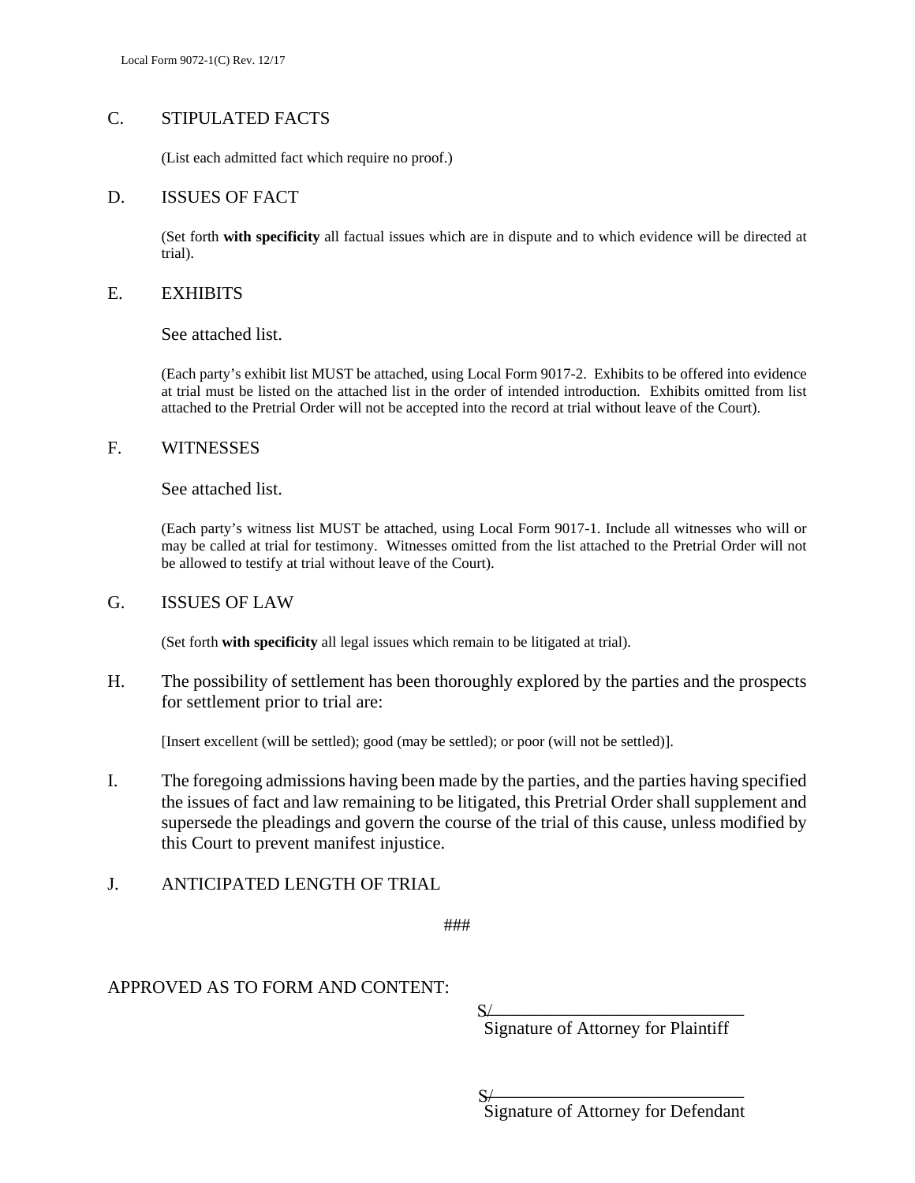C. STIPULATED FACTS

(List each admitted fact which require no proof.)

D. ISSUES OF FACT

(Set forth **with specificity** all factual issues which are in dispute and to which evidence will be directed at trial).

E. EXHIBITS

See attached list.

(Each party's exhibit list MUST be attached, using Local Form 9017-2. Exhibits to be offered into evidence at trial must be listed on the attached list in the order of intended introduction. Exhibits omitted from list attached to the Pretrial Order will not be accepted into the record at trial without leave of the Court).

F. WITNESSES

See attached list.

(Each party's witness list MUST be attached, using Local Form 9017-1. Include all witnesses who will or may be called at trial for testimony. Witnesses omitted from the list attached to the Pretrial Order will not be allowed to testify at trial without leave of the Court).

G. ISSUES OF LAW

(Set forth **with specificity** all legal issues which remain to be litigated at trial).

H. The possibility of settlement has been thoroughly explored by the parties and the prospects for settlement prior to trial are:

[Insert excellent (will be settled); good (may be settled); or poor (will not be settled)].

I. The foregoing admissions having been made by the parties, and the parties having specified the issues of fact and law remaining to be litigated, this Pretrial Order shall supplement and supersede the pleadings and govern the course of the trial of this cause, unless modified by this Court to prevent manifest injustice.

J. ANTICIPATED LENGTH OF TRIAL

###

APPROVED AS TO FORM AND CONTENT:

S/______________________________
Signature of Attorney for Plaintiff

S/______________________________
Signature of Attorney for Defendant